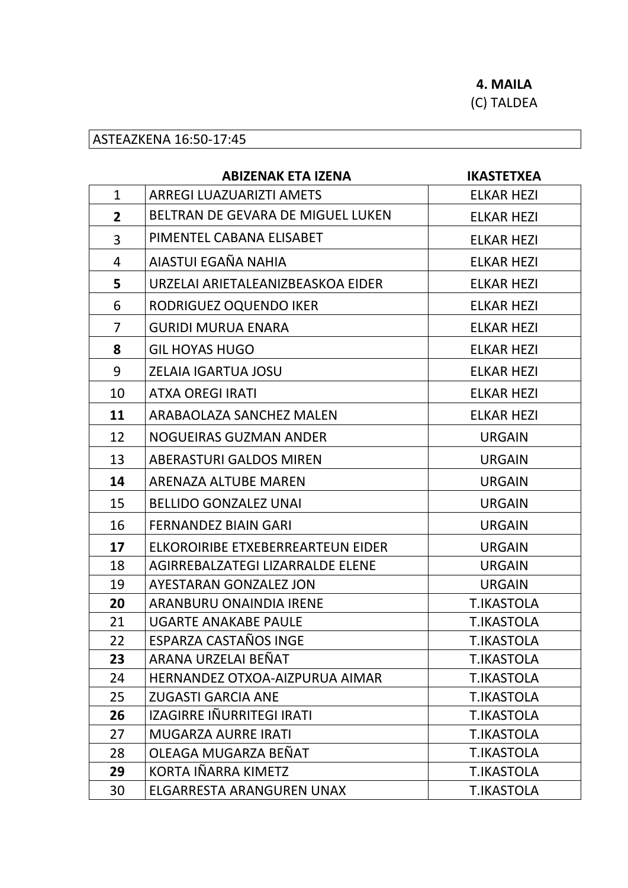**4. MAILA**
(C) TALDEA

ASTEAZKENA 16:50-17:45

| | ABIZENAK ETA IZENA | IKASTETXEA |
|---|---|---|
| 1 | ARREGI LUAZUARIZTI AMETS | ELKAR HEZI |
| **2** | BELTRAN DE GEVARA DE MIGUEL LUKEN | ELKAR HEZI |
| 3 | PIMENTEL CABANA ELISABET | ELKAR HEZI |
| 4 | AIASTUI EGAÑA NAHIA | ELKAR HEZI |
| **5** | URZELAI ARIETALEANIZBEASKOA EIDER | ELKAR HEZI |
| 6 | RODRIGUEZ OQUENDO IKER | ELKAR HEZI |
| 7 | GURIDI MURUA ENARA | ELKAR HEZI |
| **8** | GIL HOYAS HUGO | ELKAR HEZI |
| 9 | ZELAIA IGARTUA JOSU | ELKAR HEZI |
| 10 | ATXA OREGI IRATI | ELKAR HEZI |
| **11** | ARABAOLAZA SANCHEZ MALEN | ELKAR HEZI |
| 12 | NOGUEIRAS GUZMAN ANDER | URGAIN |
| 13 | ABERASTURI GALDOS MIREN | URGAIN |
| **14** | ARENAZA ALTUBE MAREN | URGAIN |
| 15 | BELLIDO GONZALEZ UNAI | URGAIN |
| 16 | FERNANDEZ BIAIN GARI | URGAIN |
| **17** | ELKOROIRIBE ETXEBERREARTEUN EIDER | URGAIN |
| 18 | AGIRREBALZATEGI LIZARRALDE ELENE | URGAIN |
| 19 | AYESTARAN GONZALEZ JON | URGAIN |
| **20** | ARANBURU ONAINDIA IRENE | T.IKASTOLA |
| 21 | UGARTE ANAKABE PAULE | T.IKASTOLA |
| 22 | ESPARZA CASTAÑOS INGE | T.IKASTOLA |
| **23** | ARANA URZELAI BEÑAT | T.IKASTOLA |
| 24 | HERNANDEZ OTXOA-AIZPURUA AIMAR | T.IKASTOLA |
| 25 | ZUGASTI GARCIA ANE | T.IKASTOLA |
| **26** | IZAGIRRE IÑURRITEGI IRATI | T.IKASTOLA |
| 27 | MUGARZA AURRE IRATI | T.IKASTOLA |
| 28 | OLEAGA MUGARZA BEÑAT | T.IKASTOLA |
| **29** | KORTA IÑARRA KIMETZ | T.IKASTOLA |
| 30 | ELGARRESTA ARANGUREN UNAX | T.IKASTOLA |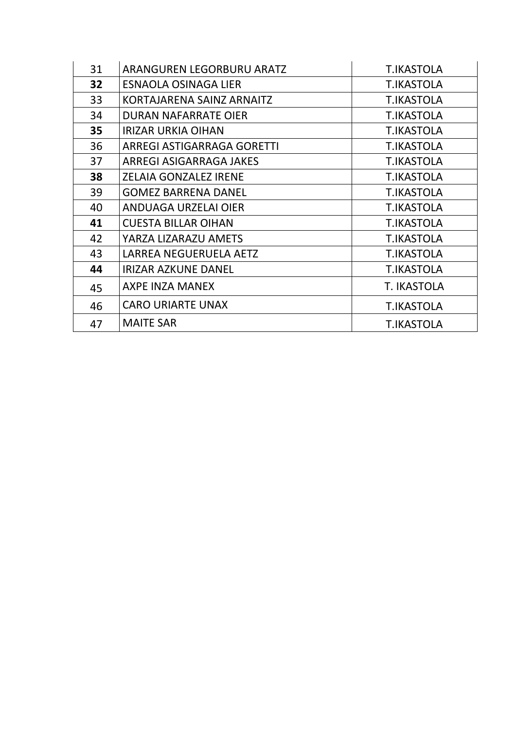| | | |
|---|---|---|
| 31 | ARANGUREN LEGORBURU ARATZ | T.IKASTOLA |
| **32** | ESNAOLA OSINAGA LIER | T.IKASTOLA |
| 33 | KORTAJARENA SAINZ ARNAITZ | T.IKASTOLA |
| 34 | DURAN NAFARRATE OIER | T.IKASTOLA |
| **35** | IRIZAR URKIA OIHAN | T.IKASTOLA |
| 36 | ARREGI ASTIGARRAGA GORETTI | T.IKASTOLA |
| 37 | ARREGI ASIGARRAGA JAKES | T.IKASTOLA |
| **38** | ZELAIA GONZALEZ IRENE | T.IKASTOLA |
| 39 | GOMEZ BARRENA DANEL | T.IKASTOLA |
| 40 | ANDUAGA URZELAI OIER | T.IKASTOLA |
| **41** | CUESTA BILLAR OIHAN | T.IKASTOLA |
| 42 | YARZA LIZARAZU AMETS | T.IKASTOLA |
| 43 | LARREA NEGUERUELA AETZ | T.IKASTOLA |
| **44** | IRIZAR AZKUNE DANEL | T.IKASTOLA |
| 45 | AXPE INZA MANEX | T. IKASTOLA |
| 46 | CARO URIARTE UNAX | T.IKASTOLA |
| 47 | MAITE SAR | T.IKASTOLA |